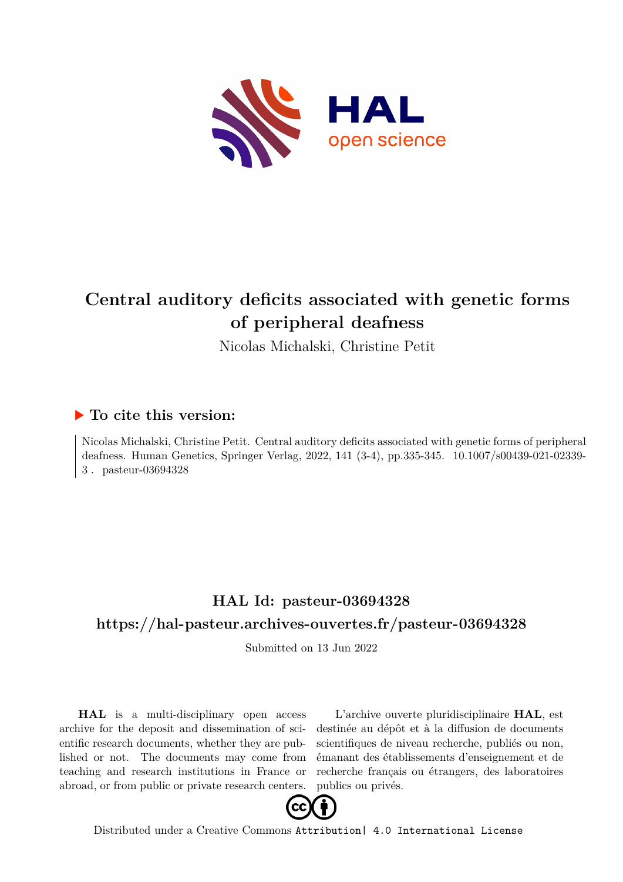# Central auditory deficits associated with genetic forms of peripheral deafness

Nicolas Michalski, Christine Petit

## ▶ To cite this version:

Nicolas Michalski, Christine Petit. Central auditory deficits associated with genetic forms of peripheral deafness. Human Genetics, Springer Verlag, 2022, 141 (3-4), pp.335-345. 10.1007/s00439-021-02339-3 . pasteur-03694328

## HAL Id: pasteur-03694328

## https://hal-pasteur.archives-ouvertes.fr/pasteur-03694328

Submitted on 13 Jun 2022

**HAL** is a multi-disciplinary open access archive for the deposit and dissemination of scientific research documents, whether they are published or not. The documents may come from teaching and research institutions in France or abroad, or from public or private research centers.

L'archive ouverte pluridisciplinaire **HAL**, est destinée au dépôt et à la diffusion de documents scientifiques de niveau recherche, publiés ou non, émanant des établissements d'enseignement et de recherche français ou étrangers, des laboratoires publics ou privés.

Distributed under a Creative Commons Attribution| 4.0 International License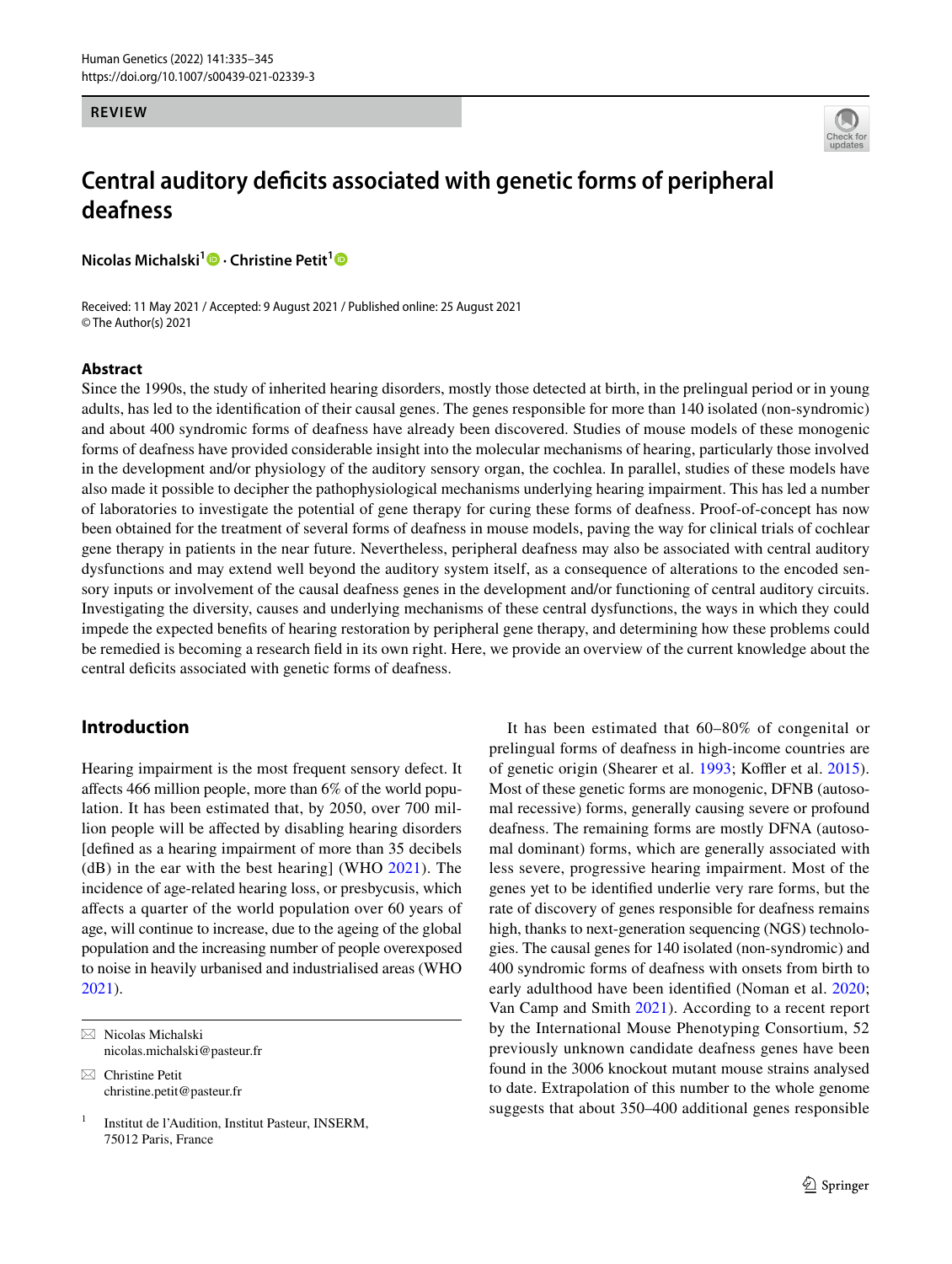Human Genetics (2022) 141:335–345
https://doi.org/10.1007/s00439-021-02339-3

**REVIEW**

# Central auditory deficits associated with genetic forms of peripheral deafness

**Nicolas Michalski[1] · Christine Petit[1]**

Received: 11 May 2021 / Accepted: 9 August 2021 / Published online: 25 August 2021
© The Author(s) 2021

## Abstract

Since the 1990s, the study of inherited hearing disorders, mostly those detected at birth, in the prelingual period or in young adults, has led to the identification of their causal genes. The genes responsible for more than 140 isolated (non-syndromic) and about 400 syndromic forms of deafness have already been discovered. Studies of mouse models of these monogenic forms of deafness have provided considerable insight into the molecular mechanisms of hearing, particularly those involved in the development and/or physiology of the auditory sensory organ, the cochlea. In parallel, studies of these models have also made it possible to decipher the pathophysiological mechanisms underlying hearing impairment. This has led a number of laboratories to investigate the potential of gene therapy for curing these forms of deafness. Proof-of-concept has now been obtained for the treatment of several forms of deafness in mouse models, paving the way for clinical trials of cochlear gene therapy in patients in the near future. Nevertheless, peripheral deafness may also be associated with central auditory dysfunctions and may extend well beyond the auditory system itself, as a consequence of alterations to the encoded sensory inputs or involvement of the causal deafness genes in the development and/or functioning of central auditory circuits. Investigating the diversity, causes and underlying mechanisms of these central dysfunctions, the ways in which they could impede the expected benefits of hearing restoration by peripheral gene therapy, and determining how these problems could be remedied is becoming a research field in its own right. Here, we provide an overview of the current knowledge about the central deficits associated with genetic forms of deafness.

## Introduction

Hearing impairment is the most frequent sensory defect. It affects 466 million people, more than 6% of the world population. It has been estimated that, by 2050, over 700 million people will be affected by disabling hearing disorders [defined as a hearing impairment of more than 35 decibels (dB) in the ear with the best hearing] (WHO 2021). The incidence of age-related hearing loss, or presbycusis, which affects a quarter of the world population over 60 years of age, will continue to increase, due to the ageing of the global population and the increasing number of people overexposed to noise in heavily urbanised and industrialised areas (WHO 2021).

It has been estimated that 60–80% of congenital or prelingual forms of deafness in high-income countries are of genetic origin (Shearer et al. 1993; Koffler et al. 2015). Most of these genetic forms are monogenic, DFNB (autosomal recessive) forms, generally causing severe or profound deafness. The remaining forms are mostly DFNA (autosomal dominant) forms, which are generally associated with less severe, progressive hearing impairment. Most of the genes yet to be identified underlie very rare forms, but the rate of discovery of genes responsible for deafness remains high, thanks to next-generation sequencing (NGS) technologies. The causal genes for 140 isolated (non-syndromic) and 400 syndromic forms of deafness with onsets from birth to early adulthood have been identified (Noman et al. 2020; Van Camp and Smith 2021). According to a recent report by the International Mouse Phenotyping Consortium, 52 previously unknown candidate deafness genes have been found in the 3006 knockout mutant mouse strains analysed to date. Extrapolation of this number to the whole genome suggests that about 350–400 additional genes responsible

---

✉ Nicolas Michalski
nicolas.michalski@pasteur.fr

✉ Christine Petit
christine.petit@pasteur.fr

[1] Institut de l'Audition, Institut Pasteur, INSERM, 75012 Paris, France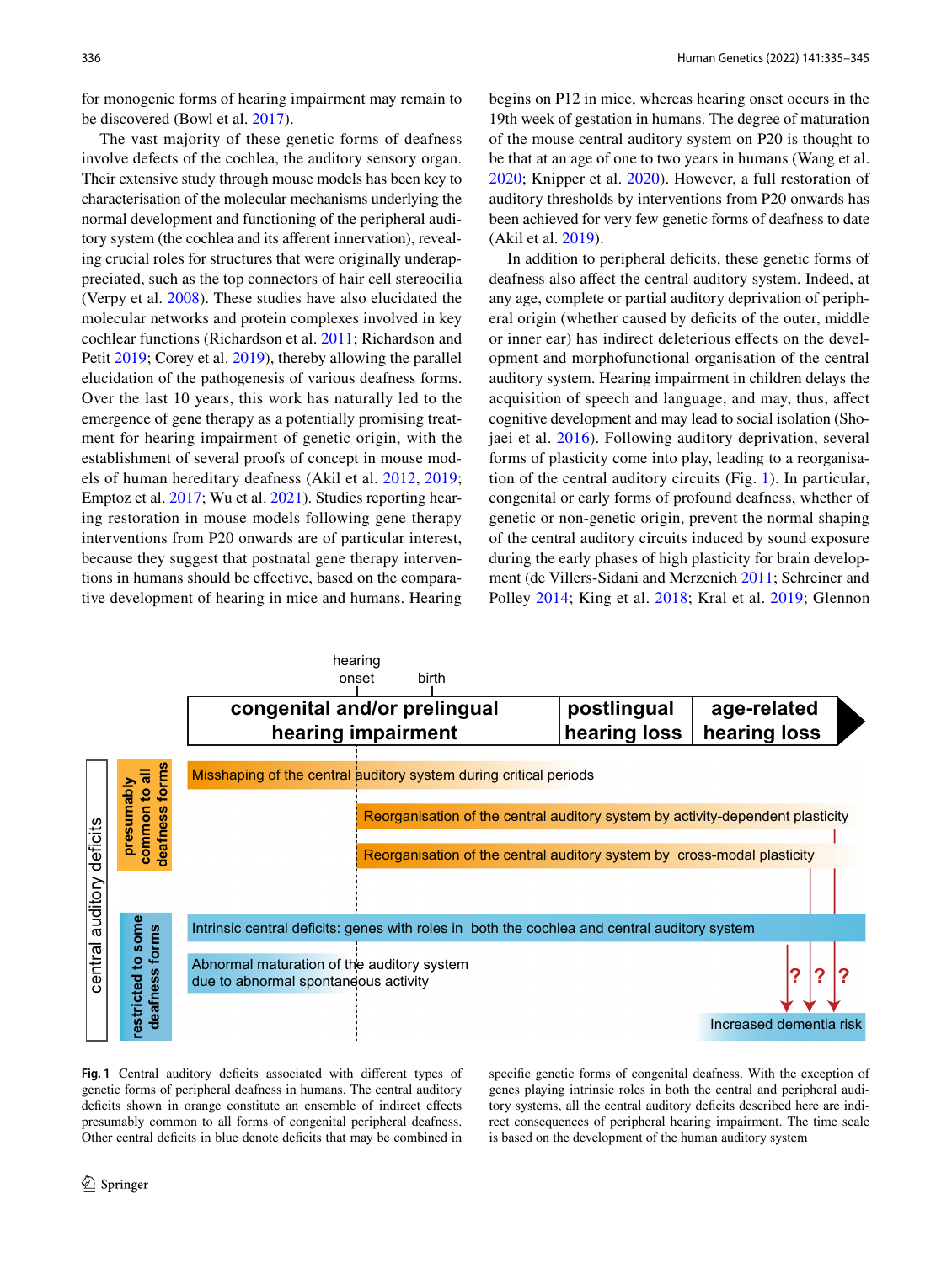for monogenic forms of hearing impairment may remain to be discovered (Bowl et al. 2017).

The vast majority of these genetic forms of deafness involve defects of the cochlea, the auditory sensory organ. Their extensive study through mouse models has been key to characterisation of the molecular mechanisms underlying the normal development and functioning of the peripheral auditory system (the cochlea and its afferent innervation), revealing crucial roles for structures that were originally underappreciated, such as the top connectors of hair cell stereocilia (Verpy et al. 2008). These studies have also elucidated the molecular networks and protein complexes involved in key cochlear functions (Richardson et al. 2011; Richardson and Petit 2019; Corey et al. 2019), thereby allowing the parallel elucidation of the pathogenesis of various deafness forms. Over the last 10 years, this work has naturally led to the emergence of gene therapy as a potentially promising treatment for hearing impairment of genetic origin, with the establishment of several proofs of concept in mouse models of human hereditary deafness (Akil et al. 2012, 2019; Emptoz et al. 2017; Wu et al. 2021). Studies reporting hearing restoration in mouse models following gene therapy interventions from P20 onwards are of particular interest, because they suggest that postnatal gene therapy interventions in humans should be effective, based on the comparative development of hearing in mice and humans. Hearing begins on P12 in mice, whereas hearing onset occurs in the 19th week of gestation in humans. The degree of maturation of the mouse central auditory system on P20 is thought to be that at an age of one to two years in humans (Wang et al. 2020; Knipper et al. 2020). However, a full restoration of auditory thresholds by interventions from P20 onwards has been achieved for very few genetic forms of deafness to date (Akil et al. 2019).

In addition to peripheral deficits, these genetic forms of deafness also affect the central auditory system. Indeed, at any age, complete or partial auditory deprivation of peripheral origin (whether caused by deficits of the outer, middle or inner ear) has indirect deleterious effects on the development and morphofunctional organisation of the central auditory system. Hearing impairment in children delays the acquisition of speech and language, and may, thus, affect cognitive development and may lead to social isolation (Shojaei et al. 2016). Following auditory deprivation, several forms of plasticity come into play, leading to a reorganisation of the central auditory circuits (Fig. 1). In particular, congenital or early forms of profound deafness, whether of genetic or non-genetic origin, prevent the normal shaping of the central auditory circuits induced by sound exposure during the early phases of high plasticity for brain development (de Villers-Sidani and Merzenich 2011; Schreiner and Polley 2014; King et al. 2018; Kral et al. 2019; Glennon

**Fig. 1** Central auditory deficits associated with different types of genetic forms of peripheral deafness in humans. The central auditory deficits shown in orange constitute an ensemble of indirect effects presumably common to all forms of congenital peripheral deafness. Other central deficits in blue denote deficits that may be combined in specific genetic forms of congenital deafness. With the exception of genes playing intrinsic roles in both the central and peripheral auditory systems, all the central auditory deficits described here are indirect consequences of peripheral hearing impairment. The time scale is based on the development of the human auditory system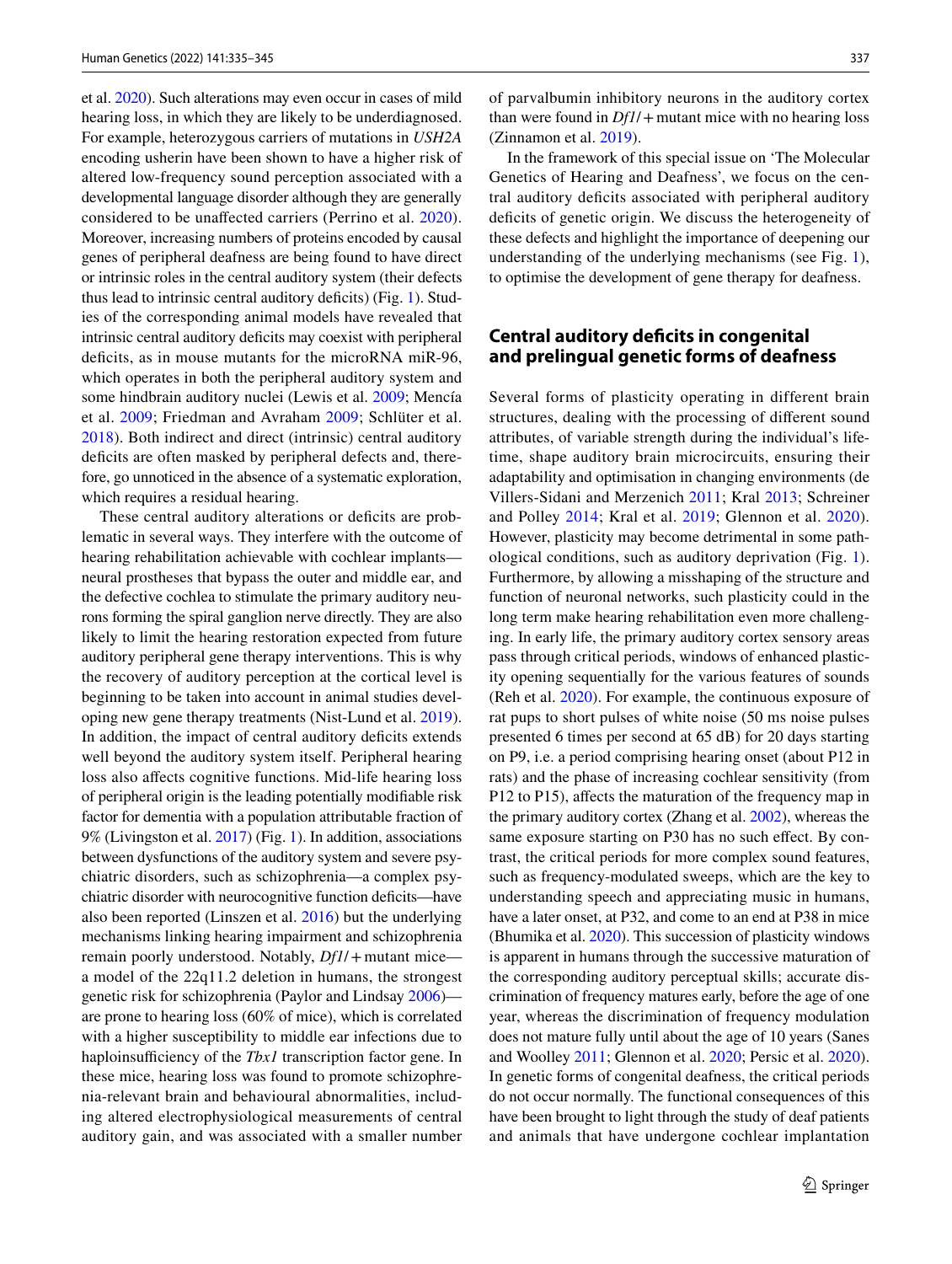et al. 2020). Such alterations may even occur in cases of mild hearing loss, in which they are likely to be underdiagnosed. For example, heterozygous carriers of mutations in *USH2A* encoding usherin have been shown to have a higher risk of altered low-frequency sound perception associated with a developmental language disorder although they are generally considered to be unaffected carriers (Perrino et al. 2020). Moreover, increasing numbers of proteins encoded by causal genes of peripheral deafness are being found to have direct or intrinsic roles in the central auditory system (their defects thus lead to intrinsic central auditory deficits) (Fig. 1). Studies of the corresponding animal models have revealed that intrinsic central auditory deficits may coexist with peripheral deficits, as in mouse mutants for the microRNA miR-96, which operates in both the peripheral auditory system and some hindbrain auditory nuclei (Lewis et al. 2009; Mencía et al. 2009; Friedman and Avraham 2009; Schlüter et al. 2018). Both indirect and direct (intrinsic) central auditory deficits are often masked by peripheral defects and, therefore, go unnoticed in the absence of a systematic exploration, which requires a residual hearing.

These central auditory alterations or deficits are problematic in several ways. They interfere with the outcome of hearing rehabilitation achievable with cochlear implants—neural prostheses that bypass the outer and middle ear, and the defective cochlea to stimulate the primary auditory neurons forming the spiral ganglion nerve directly. They are also likely to limit the hearing restoration expected from future auditory peripheral gene therapy interventions. This is why the recovery of auditory perception at the cortical level is beginning to be taken into account in animal studies developing new gene therapy treatments (Nist-Lund et al. 2019). In addition, the impact of central auditory deficits extends well beyond the auditory system itself. Peripheral hearing loss also affects cognitive functions. Mid-life hearing loss of peripheral origin is the leading potentially modifiable risk factor for dementia with a population attributable fraction of 9% (Livingston et al. 2017) (Fig. 1). In addition, associations between dysfunctions of the auditory system and severe psychiatric disorders, such as schizophrenia—a complex psychiatric disorder with neurocognitive function deficits—have also been reported (Linszen et al. 2016) but the underlying mechanisms linking hearing impairment and schizophrenia remain poorly understood. Notably, *Df1*/+ mutant mice—a model of the 22q11.2 deletion in humans, the strongest genetic risk for schizophrenia (Paylor and Lindsay 2006)—are prone to hearing loss (60% of mice), which is correlated with a higher susceptibility to middle ear infections due to haploinsufficiency of the *Tbx1* transcription factor gene. In these mice, hearing loss was found to promote schizophrenia-relevant brain and behavioural abnormalities, including altered electrophysiological measurements of central auditory gain, and was associated with a smaller number of parvalbumin inhibitory neurons in the auditory cortex than were found in *Df1*/+ mutant mice with no hearing loss (Zinnamon et al. 2019).

In the framework of this special issue on 'The Molecular Genetics of Hearing and Deafness', we focus on the central auditory deficits associated with peripheral auditory deficits of genetic origin. We discuss the heterogeneity of these defects and highlight the importance of deepening our understanding of the underlying mechanisms (see Fig. 1), to optimise the development of gene therapy for deafness.

## Central auditory deficits in congenital and prelingual genetic forms of deafness

Several forms of plasticity operating in different brain structures, dealing with the processing of different sound attributes, of variable strength during the individual's lifetime, shape auditory brain microcircuits, ensuring their adaptability and optimisation in changing environments (de Villers-Sidani and Merzenich 2011; Kral 2013; Schreiner and Polley 2014; Kral et al. 2019; Glennon et al. 2020). However, plasticity may become detrimental in some pathological conditions, such as auditory deprivation (Fig. 1). Furthermore, by allowing a misshaping of the structure and function of neuronal networks, such plasticity could in the long term make hearing rehabilitation even more challenging. In early life, the primary auditory cortex sensory areas pass through critical periods, windows of enhanced plasticity opening sequentially for the various features of sounds (Reh et al. 2020). For example, the continuous exposure of rat pups to short pulses of white noise (50 ms noise pulses presented 6 times per second at 65 dB) for 20 days starting on P9, i.e. a period comprising hearing onset (about P12 in rats) and the phase of increasing cochlear sensitivity (from P12 to P15), affects the maturation of the frequency map in the primary auditory cortex (Zhang et al. 2002), whereas the same exposure starting on P30 has no such effect. By contrast, the critical periods for more complex sound features, such as frequency-modulated sweeps, which are the key to understanding speech and appreciating music in humans, have a later onset, at P32, and come to an end at P38 in mice (Bhumika et al. 2020). This succession of plasticity windows is apparent in humans through the successive maturation of the corresponding auditory perceptual skills; accurate discrimination of frequency matures early, before the age of one year, whereas the discrimination of frequency modulation does not mature fully until about the age of 10 years (Sanes and Woolley 2011; Glennon et al. 2020; Persic et al. 2020). In genetic forms of congenital deafness, the critical periods do not occur normally. The functional consequences of this have been brought to light through the study of deaf patients and animals that have undergone cochlear implantation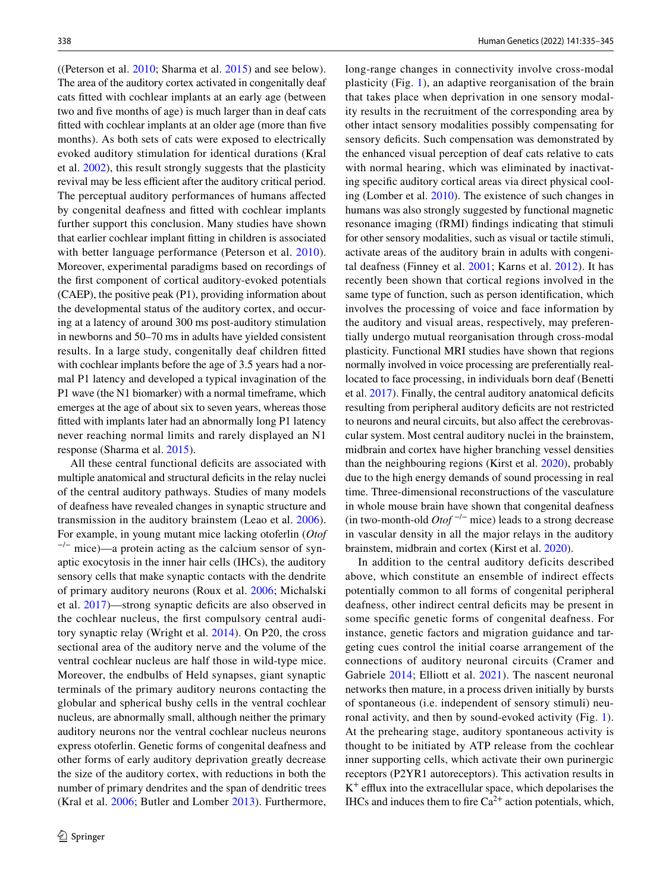((Peterson et al. 2010; Sharma et al. 2015) and see below). The area of the auditory cortex activated in congenitally deaf cats fitted with cochlear implants at an early age (between two and five months of age) is much larger than in deaf cats fitted with cochlear implants at an older age (more than five months). As both sets of cats were exposed to electrically evoked auditory stimulation for identical durations (Kral et al. 2002), this result strongly suggests that the plasticity revival may be less efficient after the auditory critical period. The perceptual auditory performances of humans affected by congenital deafness and fitted with cochlear implants further support this conclusion. Many studies have shown that earlier cochlear implant fitting in children is associated with better language performance (Peterson et al. 2010). Moreover, experimental paradigms based on recordings of the first component of cortical auditory-evoked potentials (CAEP), the positive peak (P1), providing information about the developmental status of the auditory cortex, and occurring at a latency of around 300 ms post-auditory stimulation in newborns and 50–70 ms in adults have yielded consistent results. In a large study, congenitally deaf children fitted with cochlear implants before the age of 3.5 years had a normal P1 latency and developed a typical invagination of the P1 wave (the N1 biomarker) with a normal timeframe, which emerges at the age of about six to seven years, whereas those fitted with implants later had an abnormally long P1 latency never reaching normal limits and rarely displayed an N1 response (Sharma et al. 2015).

All these central functional deficits are associated with multiple anatomical and structural deficits in the relay nuclei of the central auditory pathways. Studies of many models of deafness have revealed changes in synaptic structure and transmission in the auditory brainstem (Leao et al. 2006). For example, in young mutant mice lacking otoferlin (*Otof* $^{-/-}$ mice)—a protein acting as the calcium sensor of synaptic exocytosis in the inner hair cells (IHCs), the auditory sensory cells that make synaptic contacts with the dendrite of primary auditory neurons (Roux et al. 2006; Michalski et al. 2017)—strong synaptic deficits are also observed in the cochlear nucleus, the first compulsory central auditory synaptic relay (Wright et al. 2014). On P20, the cross sectional area of the auditory nerve and the volume of the ventral cochlear nucleus are half those in wild-type mice. Moreover, the endbulbs of Held synapses, giant synaptic terminals of the primary auditory neurons contacting the globular and spherical bushy cells in the ventral cochlear nucleus, are abnormally small, although neither the primary auditory neurons nor the ventral cochlear nucleus neurons express otoferlin. Genetic forms of congenital deafness and other forms of early auditory deprivation greatly decrease the size of the auditory cortex, with reductions in both the number of primary dendrites and the span of dendritic trees (Kral et al. 2006; Butler and Lomber 2013). Furthermore, long-range changes in connectivity involve cross-modal plasticity (Fig. 1), an adaptive reorganisation of the brain that takes place when deprivation in one sensory modality results in the recruitment of the corresponding area by other intact sensory modalities possibly compensating for sensory deficits. Such compensation was demonstrated by the enhanced visual perception of deaf cats relative to cats with normal hearing, which was eliminated by inactivating specific auditory cortical areas via direct physical cooling (Lomber et al. 2010). The existence of such changes in humans was also strongly suggested by functional magnetic resonance imaging (fRMI) findings indicating that stimuli for other sensory modalities, such as visual or tactile stimuli, activate areas of the auditory brain in adults with congenital deafness (Finney et al. 2001; Karns et al. 2012). It has recently been shown that cortical regions involved in the same type of function, such as person identification, which involves the processing of voice and face information by the auditory and visual areas, respectively, may preferentially undergo mutual reorganisation through cross-modal plasticity. Functional MRI studies have shown that regions normally involved in voice processing are preferentially reallocated to face processing, in individuals born deaf (Benetti et al. 2017). Finally, the central auditory anatomical deficits resulting from peripheral auditory deficits are not restricted to neurons and neural circuits, but also affect the cerebrovascular system. Most central auditory nuclei in the brainstem, midbrain and cortex have higher branching vessel densities than the neighbouring regions (Kirst et al. 2020), probably due to the high energy demands of sound processing in real time. Three-dimensional reconstructions of the vasculature in whole mouse brain have shown that congenital deafness (in two-month-old *Otof* $^{-/-}$ mice) leads to a strong decrease in vascular density in all the major relays in the auditory brainstem, midbrain and cortex (Kirst et al. 2020).

In addition to the central auditory deficits described above, which constitute an ensemble of indirect effects potentially common to all forms of congenital peripheral deafness, other indirect central deficits may be present in some specific genetic forms of congenital deafness. For instance, genetic factors and migration guidance and targeting cues control the initial coarse arrangement of the connections of auditory neuronal circuits (Cramer and Gabriele 2014; Elliott et al. 2021). The nascent neuronal networks then mature, in a process driven initially by bursts of spontaneous (i.e. independent of sensory stimuli) neuronal activity, and then by sound-evoked activity (Fig. 1). At the prehearing stage, auditory spontaneous activity is thought to be initiated by ATP release from the cochlear inner supporting cells, which activate their own purinergic receptors (P2YR1 autoreceptors). This activation results in $K^+$ efflux into the extracellular space, which depolarises the IHCs and induces them to fire $Ca^{2+}$ action potentials, which,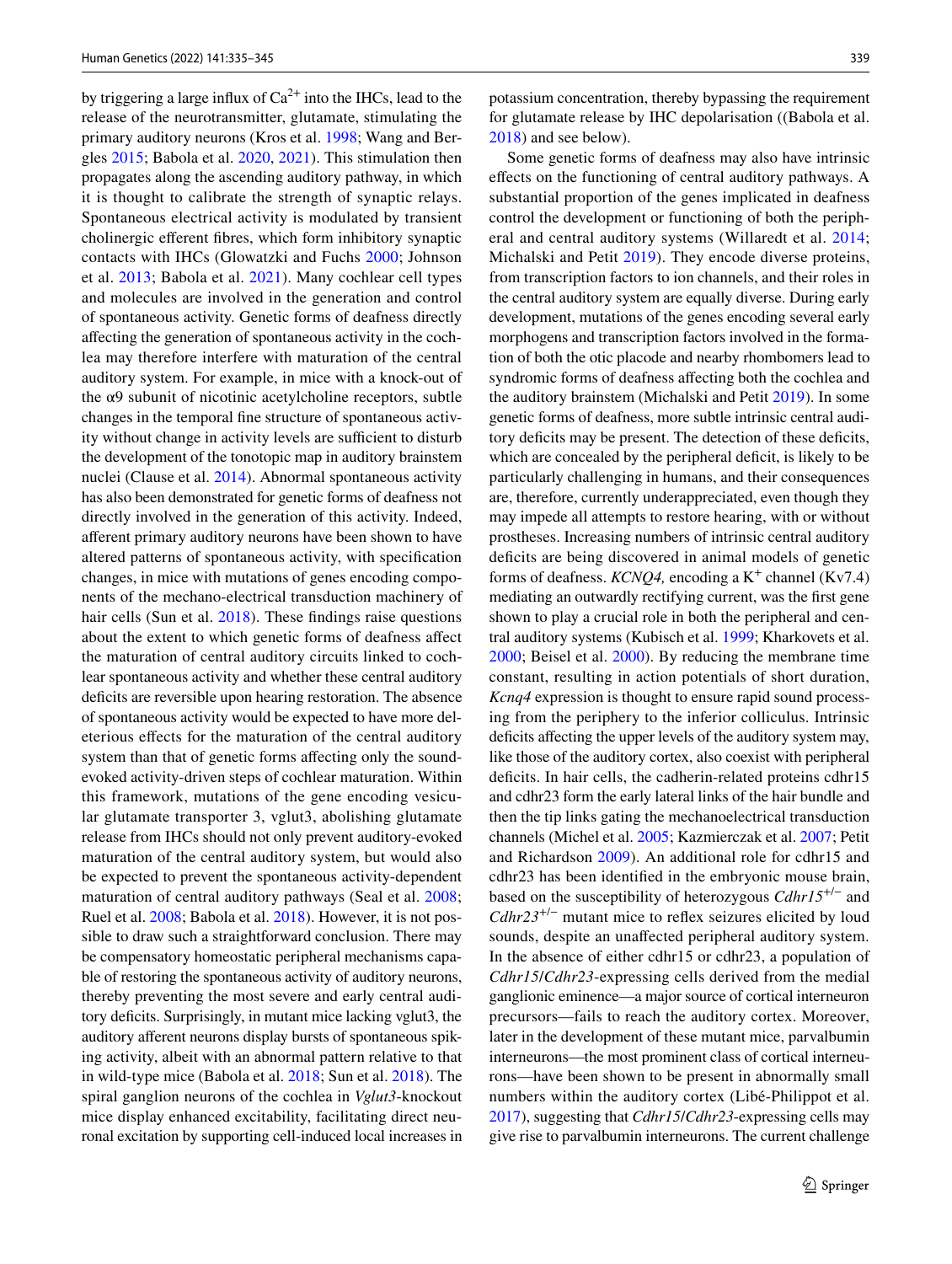by triggering a large influx of $Ca^{2+}$ into the IHCs, lead to the release of the neurotransmitter, glutamate, stimulating the primary auditory neurons (Kros et al. 1998; Wang and Bergles 2015; Babola et al. 2020, 2021). This stimulation then propagates along the ascending auditory pathway, in which it is thought to calibrate the strength of synaptic relays. Spontaneous electrical activity is modulated by transient cholinergic efferent fibres, which form inhibitory synaptic contacts with IHCs (Glowatzki and Fuchs 2000; Johnson et al. 2013; Babola et al. 2021). Many cochlear cell types and molecules are involved in the generation and control of spontaneous activity. Genetic forms of deafness directly affecting the generation of spontaneous activity in the cochlea may therefore interfere with maturation of the central auditory system. For example, in mice with a knock-out of the α9 subunit of nicotinic acetylcholine receptors, subtle changes in the temporal fine structure of spontaneous activity without change in activity levels are sufficient to disturb the development of the tonotopic map in auditory brainstem nuclei (Clause et al. 2014). Abnormal spontaneous activity has also been demonstrated for genetic forms of deafness not directly involved in the generation of this activity. Indeed, afferent primary auditory neurons have been shown to have altered patterns of spontaneous activity, with specification changes, in mice with mutations of genes encoding components of the mechano-electrical transduction machinery of hair cells (Sun et al. 2018). These findings raise questions about the extent to which genetic forms of deafness affect the maturation of central auditory circuits linked to cochlear spontaneous activity and whether these central auditory deficits are reversible upon hearing restoration. The absence of spontaneous activity would be expected to have more deleterious effects for the maturation of the central auditory system than that of genetic forms affecting only the sound-evoked activity-driven steps of cochlear maturation. Within this framework, mutations of the gene encoding vesicular glutamate transporter 3, vglut3, abolishing glutamate release from IHCs should not only prevent auditory-evoked maturation of the central auditory system, but would also be expected to prevent the spontaneous activity-dependent maturation of central auditory pathways (Seal et al. 2008; Ruel et al. 2008; Babola et al. 2018). However, it is not possible to draw such a straightforward conclusion. There may be compensatory homeostatic peripheral mechanisms capable of restoring the spontaneous activity of auditory neurons, thereby preventing the most severe and early central auditory deficits. Surprisingly, in mutant mice lacking vglut3, the auditory afferent neurons display bursts of spontaneous spiking activity, albeit with an abnormal pattern relative to that in wild-type mice (Babola et al. 2018; Sun et al. 2018). The spiral ganglion neurons of the cochlea in *Vglut3*-knockout mice display enhanced excitability, facilitating direct neuronal excitation by supporting cell-induced local increases in potassium concentration, thereby bypassing the requirement for glutamate release by IHC depolarisation ((Babola et al. 2018) and see below).

Some genetic forms of deafness may also have intrinsic effects on the functioning of central auditory pathways. A substantial proportion of the genes implicated in deafness control the development or functioning of both the peripheral and central auditory systems (Willaredt et al. 2014; Michalski and Petit 2019). They encode diverse proteins, from transcription factors to ion channels, and their roles in the central auditory system are equally diverse. During early development, mutations of the genes encoding several early morphogens and transcription factors involved in the formation of both the otic placode and nearby rhombomers lead to syndromic forms of deafness affecting both the cochlea and the auditory brainstem (Michalski and Petit 2019). In some genetic forms of deafness, more subtle intrinsic central auditory deficits may be present. The detection of these deficits, which are concealed by the peripheral deficit, is likely to be particularly challenging in humans, and their consequences are, therefore, currently underappreciated, even though they may impede all attempts to restore hearing, with or without prostheses. Increasing numbers of intrinsic central auditory deficits are being discovered in animal models of genetic forms of deafness. *KCNQ4,* encoding a $K^+$ channel (Kv7.4) mediating an outwardly rectifying current, was the first gene shown to play a crucial role in both the peripheral and central auditory systems (Kubisch et al. 1999; Kharkovets et al. 2000; Beisel et al. 2000). By reducing the membrane time constant, resulting in action potentials of short duration, *Kcnq4* expression is thought to ensure rapid sound processing from the periphery to the inferior colliculus. Intrinsic deficits affecting the upper levels of the auditory system may, like those of the auditory cortex, also coexist with peripheral deficits. In hair cells, the cadherin-related proteins cdhr15 and cdhr23 form the early lateral links of the hair bundle and then the tip links gating the mechanoelectrical transduction channels (Michel et al. 2005; Kazmierczak et al. 2007; Petit and Richardson 2009). An additional role for cdhr15 and cdhr23 has been identified in the embryonic mouse brain, based on the susceptibility of heterozygous *Cdhr15*$^{+/-}$ and *Cdhr23*$^{+/-}$ mutant mice to reflex seizures elicited by loud sounds, despite an unaffected peripheral auditory system. In the absence of either cdhr15 or cdhr23, a population of *Cdhr15*/*Cdhr23*-expressing cells derived from the medial ganglionic eminence—a major source of cortical interneuron precursors—fails to reach the auditory cortex. Moreover, later in the development of these mutant mice, parvalbumin interneurons—the most prominent class of cortical interneurons—have been shown to be present in abnormally small numbers within the auditory cortex (Libé-Philippot et al. 2017), suggesting that *Cdhr15*/*Cdhr23*-expressing cells may give rise to parvalbumin interneurons. The current challenge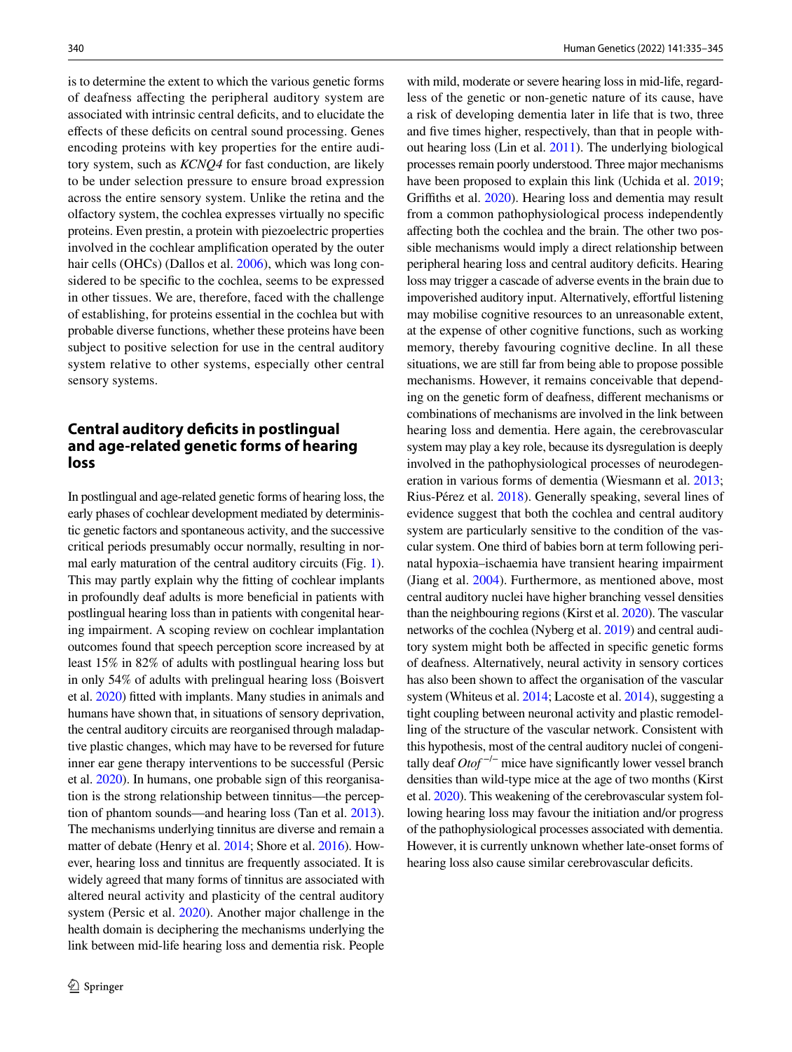is to determine the extent to which the various genetic forms of deafness affecting the peripheral auditory system are associated with intrinsic central deficits, and to elucidate the effects of these deficits on central sound processing. Genes encoding proteins with key properties for the entire auditory system, such as *KCNQ4* for fast conduction, are likely to be under selection pressure to ensure broad expression across the entire sensory system. Unlike the retina and the olfactory system, the cochlea expresses virtually no specific proteins. Even prestin, a protein with piezoelectric properties involved in the cochlear amplification operated by the outer hair cells (OHCs) (Dallos et al. 2006), which was long considered to be specific to the cochlea, seems to be expressed in other tissues. We are, therefore, faced with the challenge of establishing, for proteins essential in the cochlea but with probable diverse functions, whether these proteins have been subject to positive selection for use in the central auditory system relative to other systems, especially other central sensory systems.

## Central auditory deficits in postlingual and age-related genetic forms of hearing loss

In postlingual and age-related genetic forms of hearing loss, the early phases of cochlear development mediated by deterministic genetic factors and spontaneous activity, and the successive critical periods presumably occur normally, resulting in normal early maturation of the central auditory circuits (Fig. 1). This may partly explain why the fitting of cochlear implants in profoundly deaf adults is more beneficial in patients with postlingual hearing loss than in patients with congenital hearing impairment. A scoping review on cochlear implantation outcomes found that speech perception score increased by at least 15% in 82% of adults with postlingual hearing loss but in only 54% of adults with prelingual hearing loss (Boisvert et al. 2020) fitted with implants. Many studies in animals and humans have shown that, in situations of sensory deprivation, the central auditory circuits are reorganised through maladaptive plastic changes, which may have to be reversed for future inner ear gene therapy interventions to be successful (Persic et al. 2020). In humans, one probable sign of this reorganisation is the strong relationship between tinnitus—the perception of phantom sounds—and hearing loss (Tan et al. 2013). The mechanisms underlying tinnitus are diverse and remain a matter of debate (Henry et al. 2014; Shore et al. 2016). However, hearing loss and tinnitus are frequently associated. It is widely agreed that many forms of tinnitus are associated with altered neural activity and plasticity of the central auditory system (Persic et al. 2020). Another major challenge in the health domain is deciphering the mechanisms underlying the link between mid-life hearing loss and dementia risk. People with mild, moderate or severe hearing loss in mid-life, regardless of the genetic or non-genetic nature of its cause, have a risk of developing dementia later in life that is two, three and five times higher, respectively, than that in people without hearing loss (Lin et al. 2011). The underlying biological processes remain poorly understood. Three major mechanisms have been proposed to explain this link (Uchida et al. 2019; Griffiths et al. 2020). Hearing loss and dementia may result from a common pathophysiological process independently affecting both the cochlea and the brain. The other two possible mechanisms would imply a direct relationship between peripheral hearing loss and central auditory deficits. Hearing loss may trigger a cascade of adverse events in the brain due to impoverished auditory input. Alternatively, effortful listening may mobilise cognitive resources to an unreasonable extent, at the expense of other cognitive functions, such as working memory, thereby favouring cognitive decline. In all these situations, we are still far from being able to propose possible mechanisms. However, it remains conceivable that depending on the genetic form of deafness, different mechanisms or combinations of mechanisms are involved in the link between hearing loss and dementia. Here again, the cerebrovascular system may play a key role, because its dysregulation is deeply involved in the pathophysiological processes of neurodegeneration in various forms of dementia (Wiesmann et al. 2013; Rius-Pérez et al. 2018). Generally speaking, several lines of evidence suggest that both the cochlea and central auditory system are particularly sensitive to the condition of the vascular system. One third of babies born at term following perinatal hypoxia–ischaemia have transient hearing impairment (Jiang et al. 2004). Furthermore, as mentioned above, most central auditory nuclei have higher branching vessel densities than the neighbouring regions (Kirst et al. 2020). The vascular networks of the cochlea (Nyberg et al. 2019) and central auditory system might both be affected in specific genetic forms of deafness. Alternatively, neural activity in sensory cortices has also been shown to affect the organisation of the vascular system (Whiteus et al. 2014; Lacoste et al. 2014), suggesting a tight coupling between neuronal activity and plastic remodelling of the structure of the vascular network. Consistent with this hypothesis, most of the central auditory nuclei of congenitally deaf *Otof*$^{-/-}$ mice have significantly lower vessel branch densities than wild-type mice at the age of two months (Kirst et al. 2020). This weakening of the cerebrovascular system following hearing loss may favour the initiation and/or progress of the pathophysiological processes associated with dementia. However, it is currently unknown whether late-onset forms of hearing loss also cause similar cerebrovascular deficits.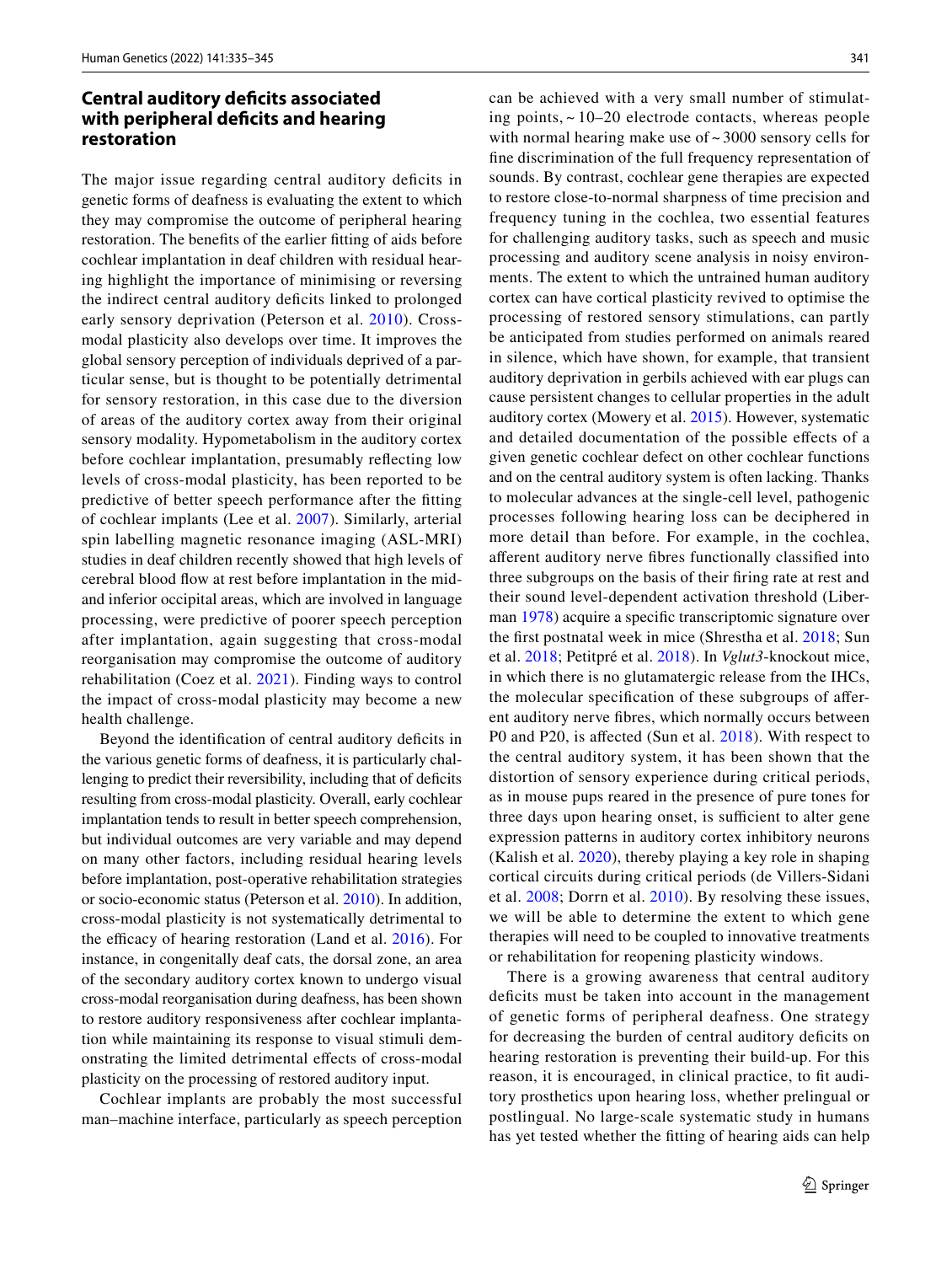## Central auditory deficits associated with peripheral deficits and hearing restoration

The major issue regarding central auditory deficits in genetic forms of deafness is evaluating the extent to which they may compromise the outcome of peripheral hearing restoration. The benefits of the earlier fitting of aids before cochlear implantation in deaf children with residual hearing highlight the importance of minimising or reversing the indirect central auditory deficits linked to prolonged early sensory deprivation (Peterson et al. 2010). Cross-modal plasticity also develops over time. It improves the global sensory perception of individuals deprived of a particular sense, but is thought to be potentially detrimental for sensory restoration, in this case due to the diversion of areas of the auditory cortex away from their original sensory modality. Hypometabolism in the auditory cortex before cochlear implantation, presumably reflecting low levels of cross-modal plasticity, has been reported to be predictive of better speech performance after the fitting of cochlear implants (Lee et al. 2007). Similarly, arterial spin labelling magnetic resonance imaging (ASL-MRI) studies in deaf children recently showed that high levels of cerebral blood flow at rest before implantation in the mid- and inferior occipital areas, which are involved in language processing, were predictive of poorer speech perception after implantation, again suggesting that cross-modal reorganisation may compromise the outcome of auditory rehabilitation (Coez et al. 2021). Finding ways to control the impact of cross-modal plasticity may become a new health challenge.

Beyond the identification of central auditory deficits in the various genetic forms of deafness, it is particularly challenging to predict their reversibility, including that of deficits resulting from cross-modal plasticity. Overall, early cochlear implantation tends to result in better speech comprehension, but individual outcomes are very variable and may depend on many other factors, including residual hearing levels before implantation, post-operative rehabilitation strategies or socio-economic status (Peterson et al. 2010). In addition, cross-modal plasticity is not systematically detrimental to the efficacy of hearing restoration (Land et al. 2016). For instance, in congenitally deaf cats, the dorsal zone, an area of the secondary auditory cortex known to undergo visual cross-modal reorganisation during deafness, has been shown to restore auditory responsiveness after cochlear implantation while maintaining its response to visual stimuli demonstrating the limited detrimental effects of cross-modal plasticity on the processing of restored auditory input.

Cochlear implants are probably the most successful man–machine interface, particularly as speech perception can be achieved with a very small number of stimulating points, ~ 10–20 electrode contacts, whereas people with normal hearing make use of ~ 3000 sensory cells for fine discrimination of the full frequency representation of sounds. By contrast, cochlear gene therapies are expected to restore close-to-normal sharpness of time precision and frequency tuning in the cochlea, two essential features for challenging auditory tasks, such as speech and music processing and auditory scene analysis in noisy environments. The extent to which the untrained human auditory cortex can have cortical plasticity revived to optimise the processing of restored sensory stimulations, can partly be anticipated from studies performed on animals reared in silence, which have shown, for example, that transient auditory deprivation in gerbils achieved with ear plugs can cause persistent changes to cellular properties in the adult auditory cortex (Mowery et al. 2015). However, systematic and detailed documentation of the possible effects of a given genetic cochlear defect on other cochlear functions and on the central auditory system is often lacking. Thanks to molecular advances at the single-cell level, pathogenic processes following hearing loss can be deciphered in more detail than before. For example, in the cochlea, afferent auditory nerve fibres functionally classified into three subgroups on the basis of their firing rate at rest and their sound level-dependent activation threshold (Liberman 1978) acquire a specific transcriptomic signature over the first postnatal week in mice (Shrestha et al. 2018; Sun et al. 2018; Petitpré et al. 2018). In *Vglut3*-knockout mice, in which there is no glutamatergic release from the IHCs, the molecular specification of these subgroups of afferent auditory nerve fibres, which normally occurs between P0 and P20, is affected (Sun et al. 2018). With respect to the central auditory system, it has been shown that the distortion of sensory experience during critical periods, as in mouse pups reared in the presence of pure tones for three days upon hearing onset, is sufficient to alter gene expression patterns in auditory cortex inhibitory neurons (Kalish et al. 2020), thereby playing a key role in shaping cortical circuits during critical periods (de Villers-Sidani et al. 2008; Dorrn et al. 2010). By resolving these issues, we will be able to determine the extent to which gene therapies will need to be coupled to innovative treatments or rehabilitation for reopening plasticity windows.

There is a growing awareness that central auditory deficits must be taken into account in the management of genetic forms of peripheral deafness. One strategy for decreasing the burden of central auditory deficits on hearing restoration is preventing their build-up. For this reason, it is encouraged, in clinical practice, to fit auditory prosthetics upon hearing loss, whether prelingual or postlingual. No large-scale systematic study in humans has yet tested whether the fitting of hearing aids can help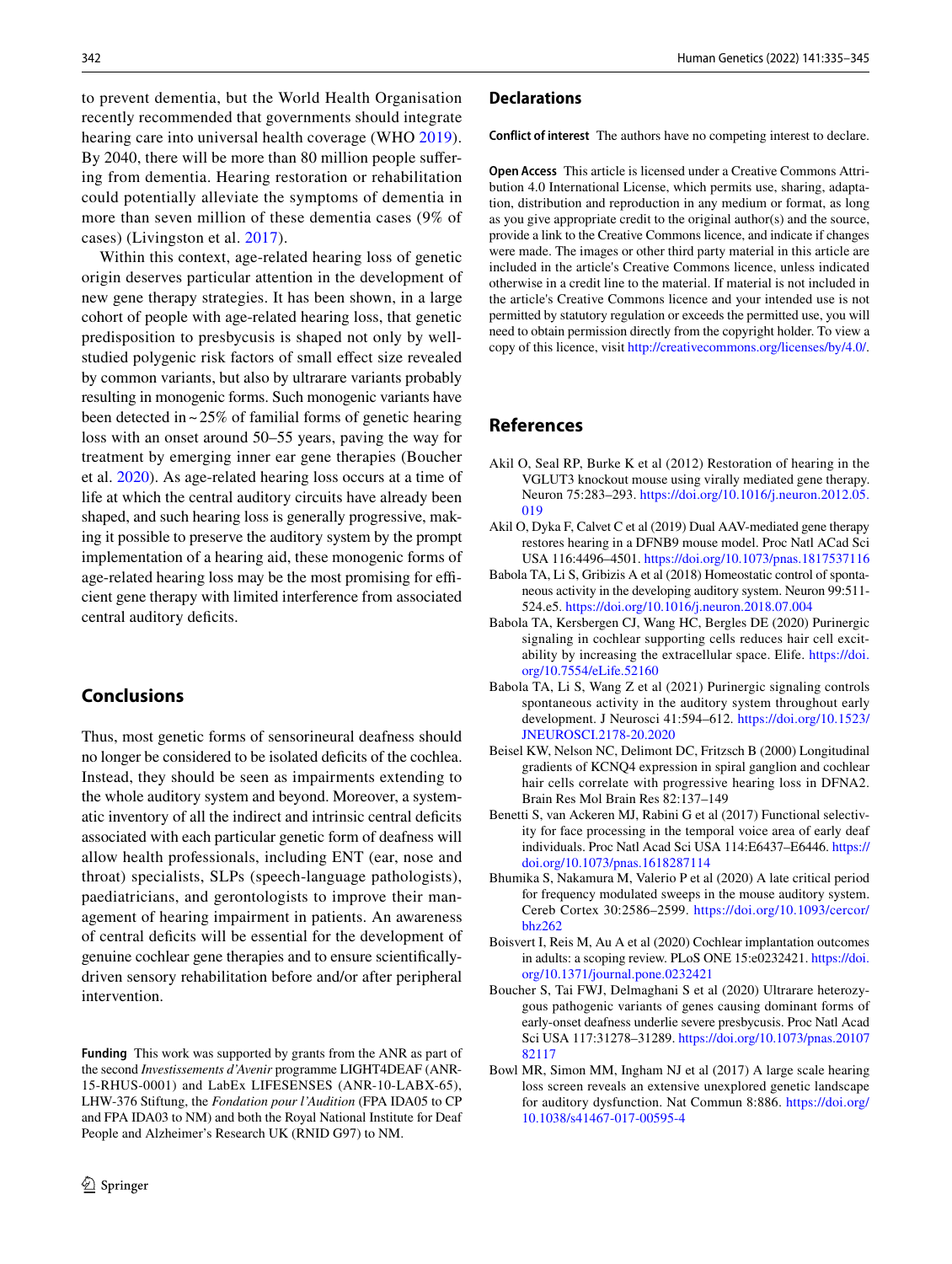to prevent dementia, but the World Health Organisation recently recommended that governments should integrate hearing care into universal health coverage (WHO 2019). By 2040, there will be more than 80 million people suffering from dementia. Hearing restoration or rehabilitation could potentially alleviate the symptoms of dementia in more than seven million of these dementia cases (9% of cases) (Livingston et al. 2017).

Within this context, age-related hearing loss of genetic origin deserves particular attention in the development of new gene therapy strategies. It has been shown, in a large cohort of people with age-related hearing loss, that genetic predisposition to presbycusis is shaped not only by well-studied polygenic risk factors of small effect size revealed by common variants, but also by ultrarare variants probably resulting in monogenic forms. Such monogenic variants have been detected in ~25% of familial forms of genetic hearing loss with an onset around 50–55 years, paving the way for treatment by emerging inner ear gene therapies (Boucher et al. 2020). As age-related hearing loss occurs at a time of life at which the central auditory circuits have already been shaped, and such hearing loss is generally progressive, making it possible to preserve the auditory system by the prompt implementation of a hearing aid, these monogenic forms of age-related hearing loss may be the most promising for efficient gene therapy with limited interference from associated central auditory deficits.

## Conclusions

Thus, most genetic forms of sensorineural deafness should no longer be considered to be isolated deficits of the cochlea. Instead, they should be seen as impairments extending to the whole auditory system and beyond. Moreover, a systematic inventory of all the indirect and intrinsic central deficits associated with each particular genetic form of deafness will allow health professionals, including ENT (ear, nose and throat) specialists, SLPs (speech-language pathologists), paediatricians, and gerontologists to improve their management of hearing impairment in patients. An awareness of central deficits will be essential for the development of genuine cochlear gene therapies and to ensure scientifically-driven sensory rehabilitation before and/or after peripheral intervention.

**Funding** This work was supported by grants from the ANR as part of the second *Investissements d'Avenir* programme LIGHT4DEAF (ANR-15-RHUS-0001) and LabEx LIFESENSES (ANR-10-LABX-65), LHW-376 Stiftung, the *Fondation pour l'Audition* (FPA IDA05 to CP and FPA IDA03 to NM) and both the Royal National Institute for Deaf People and Alzheimer's Research UK (RNID G97) to NM.

## Declarations

**Conflict of interest** The authors have no competing interest to declare.

**Open Access** This article is licensed under a Creative Commons Attribution 4.0 International License, which permits use, sharing, adaptation, distribution and reproduction in any medium or format, as long as you give appropriate credit to the original author(s) and the source, provide a link to the Creative Commons licence, and indicate if changes were made. The images or other third party material in this article are included in the article's Creative Commons licence, unless indicated otherwise in a credit line to the material. If material is not included in the article's Creative Commons licence and your intended use is not permitted by statutory regulation or exceeds the permitted use, you will need to obtain permission directly from the copyright holder. To view a copy of this licence, visit http://creativecommons.org/licenses/by/4.0/.

## References

Akil O, Seal RP, Burke K et al (2012) Restoration of hearing in the VGLUT3 knockout mouse using virally mediated gene therapy. Neuron 75:283–293. https://doi.org/10.1016/j.neuron.2012.05.019

Akil O, Dyka F, Calvet C et al (2019) Dual AAV-mediated gene therapy restores hearing in a DFNB9 mouse model. Proc Natl ACad Sci USA 116:4496–4501. https://doi.org/10.1073/pnas.1817537116

Babola TA, Li S, Gribizis A et al (2018) Homeostatic control of spontaneous activity in the developing auditory system. Neuron 99:511-524.e5. https://doi.org/10.1016/j.neuron.2018.07.004

Babola TA, Kersbergen CJ, Wang HC, Bergles DE (2020) Purinergic signaling in cochlear supporting cells reduces hair cell excitability by increasing the extracellular space. Elife. https://doi.org/10.7554/eLife.52160

Babola TA, Li S, Wang Z et al (2021) Purinergic signaling controls spontaneous activity in the auditory system throughout early development. J Neurosci 41:594–612. https://doi.org/10.1523/JNEUROSCI.2178-20.2020

Beisel KW, Nelson NC, Delimont DC, Fritzsch B (2000) Longitudinal gradients of KCNQ4 expression in spiral ganglion and cochlear hair cells correlate with progressive hearing loss in DFNA2. Brain Res Mol Brain Res 82:137–149

Benetti S, van Ackeren MJ, Rabini G et al (2017) Functional selectivity for face processing in the temporal voice area of early deaf individuals. Proc Natl Acad Sci USA 114:E6437–E6446. https://doi.org/10.1073/pnas.1618287114

Bhumika S, Nakamura M, Valerio P et al (2020) A late critical period for frequency modulated sweeps in the mouse auditory system. Cereb Cortex 30:2586–2599. https://doi.org/10.1093/cercor/bhz262

Boisvert I, Reis M, Au A et al (2020) Cochlear implantation outcomes in adults: a scoping review. PLoS ONE 15:e0232421. https://doi.org/10.1371/journal.pone.0232421

Boucher S, Tai FWJ, Delmaghani S et al (2020) Ultrarare heterozygous pathogenic variants of genes causing dominant forms of early-onset deafness underlie severe presbycusis. Proc Natl Acad Sci USA 117:31278–31289. https://doi.org/10.1073/pnas.2010782117

Bowl MR, Simon MM, Ingham NJ et al (2017) A large scale hearing loss screen reveals an extensive unexplored genetic landscape for auditory dysfunction. Nat Commun 8:886. https://doi.org/10.1038/s41467-017-00595-4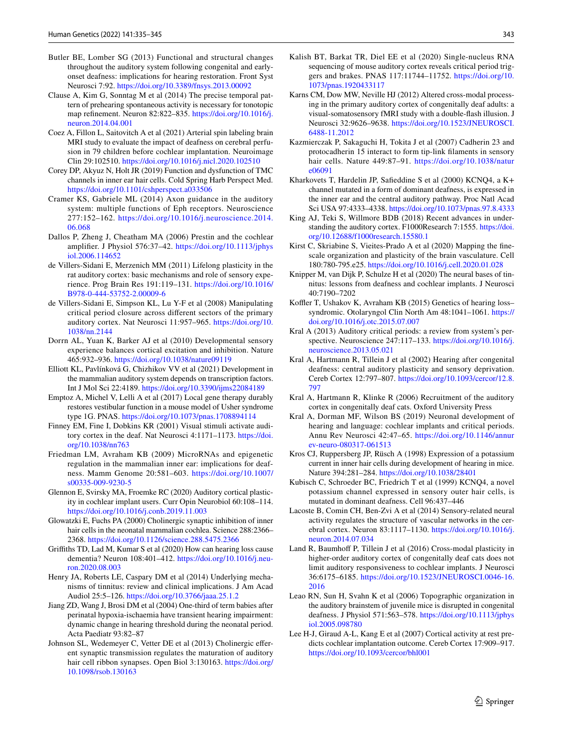Butler BE, Lomber SG (2013) Functional and structural changes throughout the auditory system following congenital and early-onset deafness: implications for hearing restoration. Front Syst Neurosci 7:92. https://doi.org/10.3389/fnsys.2013.00092

Clause A, Kim G, Sonntag M et al (2014) The precise temporal pattern of prehearing spontaneous activity is necessary for tonotopic map refinement. Neuron 82:822–835. https://doi.org/10.1016/j.neuron.2014.04.001

Coez A, Fillon L, Saitovitch A et al (2021) Arterial spin labeling brain MRI study to evaluate the impact of deafness on cerebral perfusion in 79 children before cochlear implantation. Neuroimage Clin 29:102510. https://doi.org/10.1016/j.nicl.2020.102510

Corey DP, Akyuz N, Holt JR (2019) Function and dysfunction of TMC channels in inner ear hair cells. Cold Spring Harb Perspect Med. https://doi.org/10.1101/cshperspect.a033506

Cramer KS, Gabriele ML (2014) Axon guidance in the auditory system: multiple functions of Eph receptors. Neuroscience 277:152–162. https://doi.org/10.1016/j.neuroscience.2014.06.068

Dallos P, Zheng J, Cheatham MA (2006) Prestin and the cochlear amplifier. J Physiol 576:37–42. https://doi.org/10.1113/jphysiol.2006.114652

de Villers-Sidani E, Merzenich MM (2011) Lifelong plasticity in the rat auditory cortex: basic mechanisms and role of sensory experience. Prog Brain Res 191:119–131. https://doi.org/10.1016/B978-0-444-53752-2.00009-6

de Villers-Sidani E, Simpson KL, Lu Y-F et al (2008) Manipulating critical period closure across different sectors of the primary auditory cortex. Nat Neurosci 11:957–965. https://doi.org/10.1038/nn.2144

Dorrn AL, Yuan K, Barker AJ et al (2010) Developmental sensory experience balances cortical excitation and inhibition. Nature 465:932–936. https://doi.org/10.1038/nature09119

Elliott KL, Pavlínková G, Chizhikov VV et al (2021) Development in the mammalian auditory system depends on transcription factors. Int J Mol Sci 22:4189. https://doi.org/10.3390/ijms22084189

Emptoz A, Michel V, Lelli A et al (2017) Local gene therapy durably restores vestibular function in a mouse model of Usher syndrome type 1G. PNAS. https://doi.org/10.1073/pnas.1708894114

Finney EM, Fine I, Dobkins KR (2001) Visual stimuli activate auditory cortex in the deaf. Nat Neurosci 4:1171–1173. https://doi.org/10.1038/nn763

Friedman LM, Avraham KB (2009) MicroRNAs and epigenetic regulation in the mammalian inner ear: implications for deafness. Mamm Genome 20:581–603. https://doi.org/10.1007/s00335-009-9230-5

Glennon E, Svirsky MA, Froemke RC (2020) Auditory cortical plasticity in cochlear implant users. Curr Opin Neurobiol 60:108–114. https://doi.org/10.1016/j.conb.2019.11.003

Glowatzki E, Fuchs PA (2000) Cholinergic synaptic inhibition of inner hair cells in the neonatal mammalian cochlea. Science 288:2366–2368. https://doi.org/10.1126/science.288.5475.2366

Griffiths TD, Lad M, Kumar S et al (2020) How can hearing loss cause dementia? Neuron 108:401–412. https://doi.org/10.1016/j.neuron.2020.08.003

Henry JA, Roberts LE, Caspary DM et al (2014) Underlying mechanisms of tinnitus: review and clinical implications. J Am Acad Audiol 25:5–126. https://doi.org/10.3766/jaaa.25.1.2

Jiang ZD, Wang J, Brosi DM et al (2004) One-third of term babies after perinatal hypoxia-ischaemia have transient hearing impairment: dynamic change in hearing threshold during the neonatal period. Acta Paediatr 93:82–87

Johnson SL, Wedemeyer C, Vetter DE et al (2013) Cholinergic efferent synaptic transmission regulates the maturation of auditory hair cell ribbon synapses. Open Biol 3:130163. https://doi.org/10.1098/rsob.130163

Kalish BT, Barkat TR, Diel EE et al (2020) Single-nucleus RNA sequencing of mouse auditory cortex reveals critical period triggers and brakes. PNAS 117:11744–11752. https://doi.org/10.1073/pnas.1920433117

Karns CM, Dow MW, Neville HJ (2012) Altered cross-modal processing in the primary auditory cortex of congenitally deaf adults: a visual-somatosensory fMRI study with a double-flash illusion. J Neurosci 32:9626–9638. https://doi.org/10.1523/JNEUROSCI.6488-11.2012

Kazmierczak P, Sakaguchi H, Tokita J et al (2007) Cadherin 23 and protocadherin 15 interact to form tip-link filaments in sensory hair cells. Nature 449:87–91. https://doi.org/10.1038/nature06091

Kharkovets T, Hardelin JP, Safieddine S et al (2000) KCNQ4, a K+ channel mutated in a form of dominant deafness, is expressed in the inner ear and the central auditory pathway. Proc Natl Acad Sci USA 97:4333–4338. https://doi.org/10.1073/pnas.97.8.4333

King AJ, Teki S, Willmore BDB (2018) Recent advances in understanding the auditory cortex. F1000Research 7:1555. https://doi.org/10.12688/f1000research.15580.1

Kirst C, Skriabine S, Vieites-Prado A et al (2020) Mapping the fine-scale organization and plasticity of the brain vasculature. Cell 180:780-795.e25. https://doi.org/10.1016/j.cell.2020.01.028

Knipper M, van Dijk P, Schulze H et al (2020) The neural bases of tinnitus: lessons from deafness and cochlear implants. J Neurosci 40:7190–7202

Koffler T, Ushakov K, Avraham KB (2015) Genetics of hearing loss–syndromic. Otolaryngol Clin North Am 48:1041–1061. https://doi.org/10.1016/j.otc.2015.07.007

Kral A (2013) Auditory critical periods: a review from system's perspective. Neuroscience 247:117–133. https://doi.org/10.1016/j.neuroscience.2013.05.021

Kral A, Hartmann R, Tillein J et al (2002) Hearing after congenital deafness: central auditory plasticity and sensory deprivation. Cereb Cortex 12:797–807. https://doi.org/10.1093/cercor/12.8.797

Kral A, Hartmann R, Klinke R (2006) Recruitment of the auditory cortex in congenitally deaf cats. Oxford University Press

Kral A, Dorman MF, Wilson BS (2019) Neuronal development of hearing and language: cochlear implants and critical periods. Annu Rev Neurosci 42:47–65. https://doi.org/10.1146/annurev-neuro-080317-061513

Kros CJ, Ruppersberg JP, Rüsch A (1998) Expression of a potassium current in inner hair cells during development of hearing in mice. Nature 394:281–284. https://doi.org/10.1038/28401

Kubisch C, Schroeder BC, Friedrich T et al (1999) KCNQ4, a novel potassium channel expressed in sensory outer hair cells, is mutated in dominant deafness. Cell 96:437–446

Lacoste B, Comin CH, Ben-Zvi A et al (2014) Sensory-related neural activity regulates the structure of vascular networks in the cerebral cortex. Neuron 83:1117–1130. https://doi.org/10.1016/j.neuron.2014.07.034

Land R, Baumhoff P, Tillein J et al (2016) Cross-modal plasticity in higher-order auditory cortex of congenitally deaf cats does not limit auditory responsiveness to cochlear implants. J Neurosci 36:6175–6185. https://doi.org/10.1523/JNEUROSCI.0046-16.2016

Leao RN, Sun H, Svahn K et al (2006) Topographic organization in the auditory brainstem of juvenile mice is disrupted in congenital deafness. J Physiol 571:563–578. https://doi.org/10.1113/jphysiol.2005.098780

Lee H-J, Giraud A-L, Kang E et al (2007) Cortical activity at rest predicts cochlear implantation outcome. Cereb Cortex 17:909–917. https://doi.org/10.1093/cercor/bhl001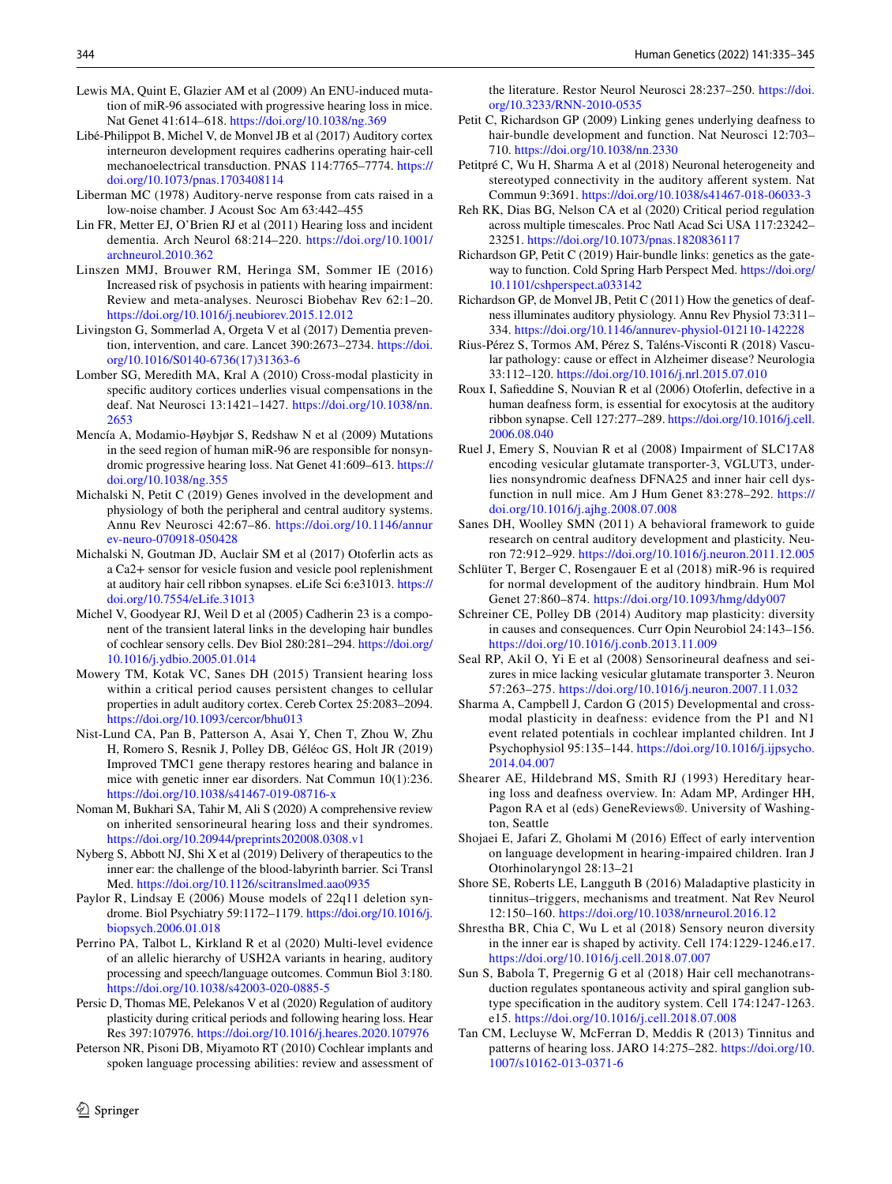Lewis MA, Quint E, Glazier AM et al (2009) An ENU-induced mutation of miR-96 associated with progressive hearing loss in mice. Nat Genet 41:614–618. https://doi.org/10.1038/ng.369

Libé-Philippot B, Michel V, de Monvel JB et al (2017) Auditory cortex interneuron development requires cadherins operating hair-cell mechanoelectrical transduction. PNAS 114:7765–7774. https://doi.org/10.1073/pnas.1703408114

Liberman MC (1978) Auditory-nerve response from cats raised in a low-noise chamber. J Acoust Soc Am 63:442–455

Lin FR, Metter EJ, O'Brien RJ et al (2011) Hearing loss and incident dementia. Arch Neurol 68:214–220. https://doi.org/10.1001/archneurol.2010.362

Linszen MMJ, Brouwer RM, Heringa SM, Sommer IE (2016) Increased risk of psychosis in patients with hearing impairment: Review and meta-analyses. Neurosci Biobehav Rev 62:1–20. https://doi.org/10.1016/j.neubiorev.2015.12.012

Livingston G, Sommerlad A, Orgeta V et al (2017) Dementia prevention, intervention, and care. Lancet 390:2673–2734. https://doi.org/10.1016/S0140-6736(17)31363-6

Lomber SG, Meredith MA, Kral A (2010) Cross-modal plasticity in specific auditory cortices underlies visual compensations in the deaf. Nat Neurosci 13:1421–1427. https://doi.org/10.1038/nn.2653

Mencía A, Modamio-Høybjør S, Redshaw N et al (2009) Mutations in the seed region of human miR-96 are responsible for nonsyndromic progressive hearing loss. Nat Genet 41:609–613. https://doi.org/10.1038/ng.355

Michalski N, Petit C (2019) Genes involved in the development and physiology of both the peripheral and central auditory systems. Annu Rev Neurosci 42:67–86. https://doi.org/10.1146/annurev-neuro-070918-050428

Michalski N, Goutman JD, Auclair SM et al (2017) Otoferlin acts as a Ca2+ sensor for vesicle fusion and vesicle pool replenishment at auditory hair cell ribbon synapses. eLife Sci 6:e31013. https://doi.org/10.7554/eLife.31013

Michel V, Goodyear RJ, Weil D et al (2005) Cadherin 23 is a component of the transient lateral links in the developing hair bundles of cochlear sensory cells. Dev Biol 280:281–294. https://doi.org/10.1016/j.ydbio.2005.01.014

Mowery TM, Kotak VC, Sanes DH (2015) Transient hearing loss within a critical period causes persistent changes to cellular properties in adult auditory cortex. Cereb Cortex 25:2083–2094. https://doi.org/10.1093/cercor/bhu013

Nist-Lund CA, Pan B, Patterson A, Asai Y, Chen T, Zhou W, Zhu H, Romero S, Resnik J, Polley DB, Géléoc GS, Holt JR (2019) Improved TMC1 gene therapy restores hearing and balance in mice with genetic inner ear disorders. Nat Commun 10(1):236. https://doi.org/10.1038/s41467-019-08716-x

Noman M, Bukhari SA, Tahir M, Ali S (2020) A comprehensive review on inherited sensorineural hearing loss and their syndromes. https://doi.org/10.20944/preprints202008.0308.v1

Nyberg S, Abbott NJ, Shi X et al (2019) Delivery of therapeutics to the inner ear: the challenge of the blood-labyrinth barrier. Sci Transl Med. https://doi.org/10.1126/scitranslmed.aao0935

Paylor R, Lindsay E (2006) Mouse models of 22q11 deletion syndrome. Biol Psychiatry 59:1172–1179. https://doi.org/10.1016/j.biopsych.2006.01.018

Perrino PA, Talbot L, Kirkland R et al (2020) Multi-level evidence of an allelic hierarchy of USH2A variants in hearing, auditory processing and speech/language outcomes. Commun Biol 3:180. https://doi.org/10.1038/s42003-020-0885-5

Persic D, Thomas ME, Pelekanos V et al (2020) Regulation of auditory plasticity during critical periods and following hearing loss. Hear Res 397:107976. https://doi.org/10.1016/j.heares.2020.107976

Peterson NR, Pisoni DB, Miyamoto RT (2010) Cochlear implants and spoken language processing abilities: review and assessment of the literature. Restor Neurol Neurosci 28:237–250. https://doi.org/10.3233/RNN-2010-0535

Petit C, Richardson GP (2009) Linking genes underlying deafness to hair-bundle development and function. Nat Neurosci 12:703–710. https://doi.org/10.1038/nn.2330

Petitpré C, Wu H, Sharma A et al (2018) Neuronal heterogeneity and stereotyped connectivity in the auditory afferent system. Nat Commun 9:3691. https://doi.org/10.1038/s41467-018-06033-3

Reh RK, Dias BG, Nelson CA et al (2020) Critical period regulation across multiple timescales. Proc Natl Acad Sci USA 117:23242–23251. https://doi.org/10.1073/pnas.1820836117

Richardson GP, Petit C (2019) Hair-bundle links: genetics as the gateway to function. Cold Spring Harb Perspect Med. https://doi.org/10.1101/cshperspect.a033142

Richardson GP, de Monvel JB, Petit C (2011) How the genetics of deafness illuminates auditory physiology. Annu Rev Physiol 73:311–334. https://doi.org/10.1146/annurev-physiol-012110-142228

Rius-Pérez S, Tormos AM, Pérez S, Taléns-Visconti R (2018) Vascular pathology: cause or effect in Alzheimer disease? Neurologia 33:112–120. https://doi.org/10.1016/j.nrl.2015.07.010

Roux I, Safieddine S, Nouvian R et al (2006) Otoferlin, defective in a human deafness form, is essential for exocytosis at the auditory ribbon synapse. Cell 127:277–289. https://doi.org/10.1016/j.cell.2006.08.040

Ruel J, Emery S, Nouvian R et al (2008) Impairment of SLC17A8 encoding vesicular glutamate transporter-3, VGLUT3, underlies nonsyndromic deafness DFNA25 and inner hair cell dysfunction in null mice. Am J Hum Genet 83:278–292. https://doi.org/10.1016/j.ajhg.2008.07.008

Sanes DH, Woolley SMN (2011) A behavioral framework to guide research on central auditory development and plasticity. Neuron 72:912–929. https://doi.org/10.1016/j.neuron.2011.12.005

Schlüter T, Berger C, Rosengauer E et al (2018) miR-96 is required for normal development of the auditory hindbrain. Hum Mol Genet 27:860–874. https://doi.org/10.1093/hmg/ddy007

Schreiner CE, Polley DB (2014) Auditory map plasticity: diversity in causes and consequences. Curr Opin Neurobiol 24:143–156. https://doi.org/10.1016/j.conb.2013.11.009

Seal RP, Akil O, Yi E et al (2008) Sensorineural deafness and seizures in mice lacking vesicular glutamate transporter 3. Neuron 57:263–275. https://doi.org/10.1016/j.neuron.2007.11.032

Sharma A, Campbell J, Cardon G (2015) Developmental and cross-modal plasticity in deafness: evidence from the P1 and N1 event related potentials in cochlear implanted children. Int J Psychophysiol 95:135–144. https://doi.org/10.1016/j.ijpsycho.2014.04.007

Shearer AE, Hildebrand MS, Smith RJ (1993) Hereditary hearing loss and deafness overview. In: Adam MP, Ardinger HH, Pagon RA et al (eds) GeneReviews®. University of Washington, Seattle

Shojaei E, Jafari Z, Gholami M (2016) Effect of early intervention on language development in hearing-impaired children. Iran J Otorhinolaryngol 28:13–21

Shore SE, Roberts LE, Langguth B (2016) Maladaptive plasticity in tinnitus–triggers, mechanisms and treatment. Nat Rev Neurol 12:150–160. https://doi.org/10.1038/nrneurol.2016.12

Shrestha BR, Chia C, Wu L et al (2018) Sensory neuron diversity in the inner ear is shaped by activity. Cell 174:1229-1246.e17. https://doi.org/10.1016/j.cell.2018.07.007

Sun S, Babola T, Pregernig G et al (2018) Hair cell mechanotransduction regulates spontaneous activity and spiral ganglion subtype specification in the auditory system. Cell 174:1247-1263.e15. https://doi.org/10.1016/j.cell.2018.07.008

Tan CM, Lecluyse W, McFerran D, Meddis R (2013) Tinnitus and patterns of hearing loss. JARO 14:275–282. https://doi.org/10.1007/s10162-013-0371-6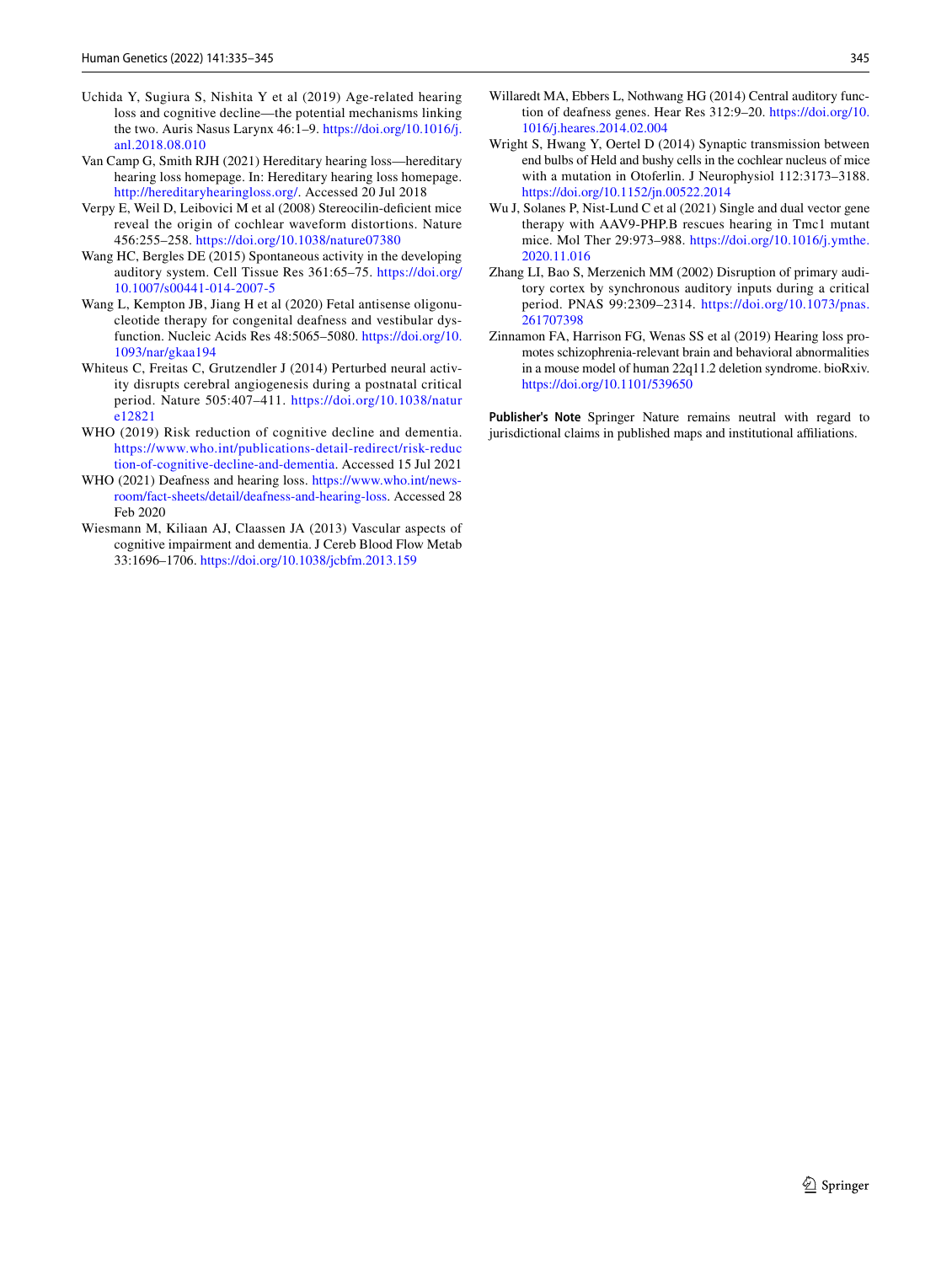Uchida Y, Sugiura S, Nishita Y et al (2019) Age-related hearing loss and cognitive decline—the potential mechanisms linking the two. Auris Nasus Larynx 46:1–9. https://doi.org/10.1016/j.anl.2018.08.010

Van Camp G, Smith RJH (2021) Hereditary hearing loss—hereditary hearing loss homepage. In: Hereditary hearing loss homepage. http://hereditaryhearingloss.org/. Accessed 20 Jul 2018

Verpy E, Weil D, Leibovici M et al (2008) Stereocilin-deficient mice reveal the origin of cochlear waveform distortions. Nature 456:255–258. https://doi.org/10.1038/nature07380

Wang HC, Bergles DE (2015) Spontaneous activity in the developing auditory system. Cell Tissue Res 361:65–75. https://doi.org/10.1007/s00441-014-2007-5

Wang L, Kempton JB, Jiang H et al (2020) Fetal antisense oligonucleotide therapy for congenital deafness and vestibular dysfunction. Nucleic Acids Res 48:5065–5080. https://doi.org/10.1093/nar/gkaa194

Whiteus C, Freitas C, Grutzendler J (2014) Perturbed neural activity disrupts cerebral angiogenesis during a postnatal critical period. Nature 505:407–411. https://doi.org/10.1038/nature12821

WHO (2019) Risk reduction of cognitive decline and dementia. https://www.who.int/publications-detail-redirect/risk-reduction-of-cognitive-decline-and-dementia. Accessed 15 Jul 2021

WHO (2021) Deafness and hearing loss. https://www.who.int/news-room/fact-sheets/detail/deafness-and-hearing-loss. Accessed 28 Feb 2020

Wiesmann M, Kiliaan AJ, Claassen JA (2013) Vascular aspects of cognitive impairment and dementia. J Cereb Blood Flow Metab 33:1696–1706. https://doi.org/10.1038/jcbfm.2013.159

Willaredt MA, Ebbers L, Nothwang HG (2014) Central auditory function of deafness genes. Hear Res 312:9–20. https://doi.org/10.1016/j.heares.2014.02.004

Wright S, Hwang Y, Oertel D (2014) Synaptic transmission between end bulbs of Held and bushy cells in the cochlear nucleus of mice with a mutation in Otoferlin. J Neurophysiol 112:3173–3188. https://doi.org/10.1152/jn.00522.2014

Wu J, Solanes P, Nist-Lund C et al (2021) Single and dual vector gene therapy with AAV9-PHP.B rescues hearing in Tmc1 mutant mice. Mol Ther 29:973–988. https://doi.org/10.1016/j.ymthe.2020.11.016

Zhang LI, Bao S, Merzenich MM (2002) Disruption of primary auditory cortex by synchronous auditory inputs during a critical period. PNAS 99:2309–2314. https://doi.org/10.1073/pnas.261707398

Zinnamon FA, Harrison FG, Wenas SS et al (2019) Hearing loss promotes schizophrenia-relevant brain and behavioral abnormalities in a mouse model of human 22q11.2 deletion syndrome. bioRxiv. https://doi.org/10.1101/539650

**Publisher's Note** Springer Nature remains neutral with regard to jurisdictional claims in published maps and institutional affiliations.